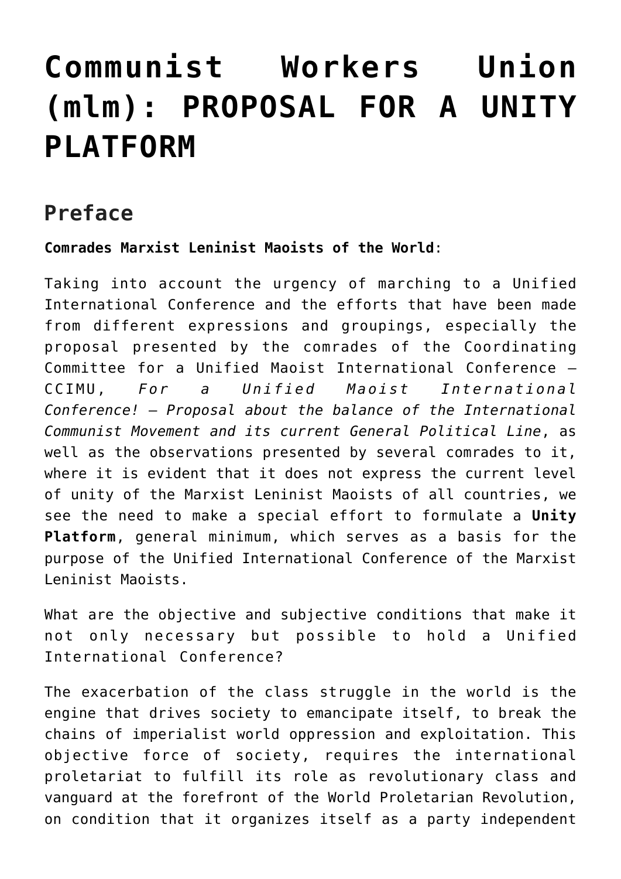# Communist Workers Union (mlm): PROPOSAL FOR A UNITY PLATFORM

## Preface

**Comrades Marxist Leninist Maoists of the World**:

Taking into account the urgency of marching to a Unified International Conference and the efforts that have been made from different expressions and groupings, especially the proposal presented by the comrades of the Coordinating Committee for a Unified Maoist International Conference – CCIMU, *For a Unified Maoist International Conference! – Proposal about the balance of the International Communist Movement and its current General Political Line*, as well as the observations presented by several comrades to it, where it is evident that it does not express the current level of unity of the Marxist Leninist Maoists of all countries, we see the need to make a special effort to formulate a **Unity Platform**, general minimum, which serves as a basis for the purpose of the Unified International Conference of the Marxist Leninist Maoists.

What are the objective and subjective conditions that make it not only necessary but possible to hold a Unified International Conference?

The exacerbation of the class struggle in the world is the engine that drives society to emancipate itself, to break the chains of imperialist world oppression and exploitation. This objective force of society, requires the international proletariat to fulfill its role as revolutionary class and vanguard at the forefront of the World Proletarian Revolution, on condition that it organizes itself as a party independent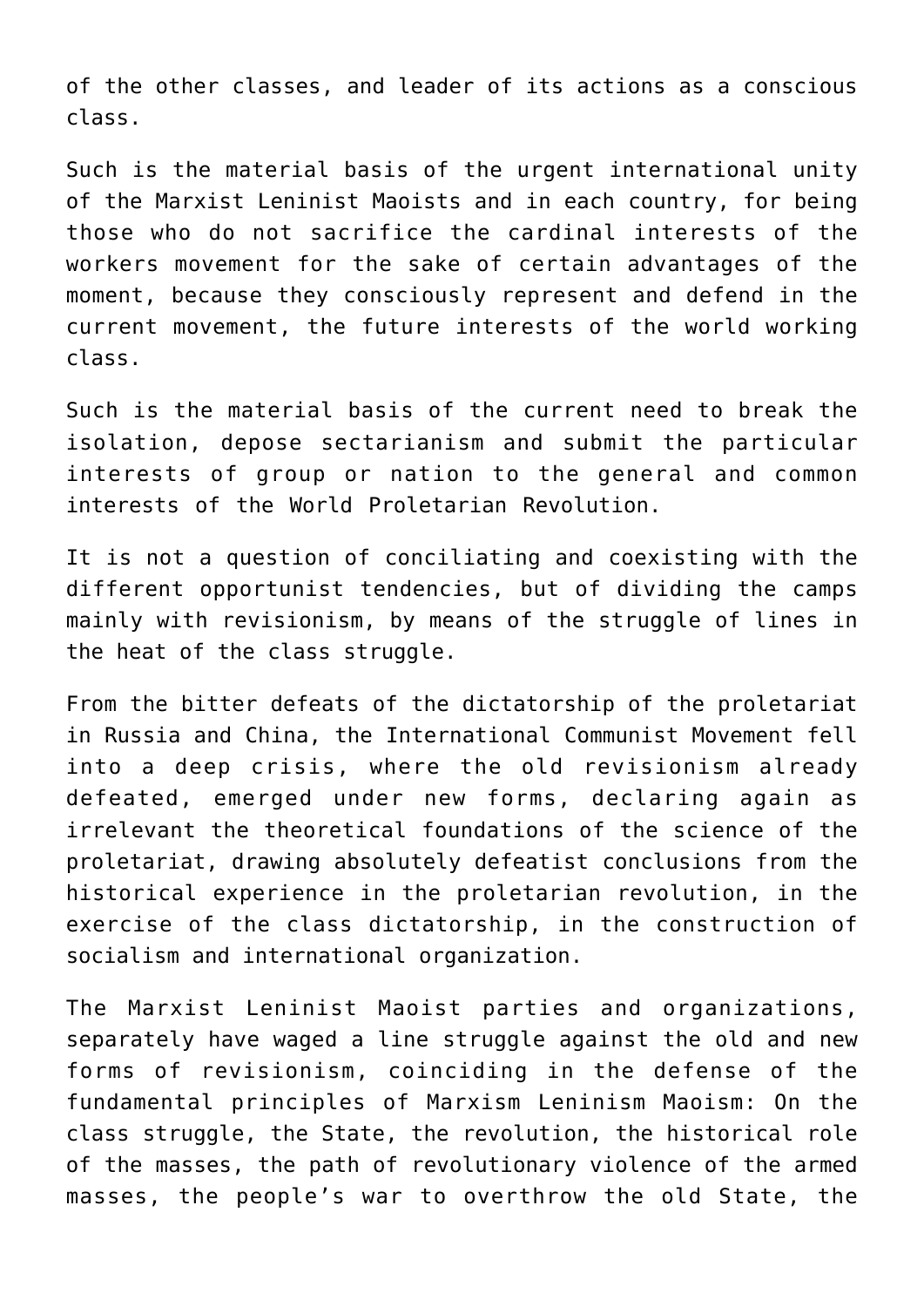of the other classes, and leader of its actions as a conscious class.

Such is the material basis of the urgent international unity of the Marxist Leninist Maoists and in each country, for being those who do not sacrifice the cardinal interests of the workers movement for the sake of certain advantages of the moment, because they consciously represent and defend in the current movement, the future interests of the world working class.

Such is the material basis of the current need to break the isolation, depose sectarianism and submit the particular interests of group or nation to the general and common interests of the World Proletarian Revolution.

It is not a question of conciliating and coexisting with the different opportunist tendencies, but of dividing the camps mainly with revisionism, by means of the struggle of lines in the heat of the class struggle.

From the bitter defeats of the dictatorship of the proletariat in Russia and China, the International Communist Movement fell into a deep crisis, where the old revisionism already defeated, emerged under new forms, declaring again as irrelevant the theoretical foundations of the science of the proletariat, drawing absolutely defeatist conclusions from the historical experience in the proletarian revolution, in the exercise of the class dictatorship, in the construction of socialism and international organization.

The Marxist Leninist Maoist parties and organizations, separately have waged a line struggle against the old and new forms of revisionism, coinciding in the defense of the fundamental principles of Marxism Leninism Maoism: On the class struggle, the State, the revolution, the historical role of the masses, the path of revolutionary violence of the armed masses, the people's war to overthrow the old State, the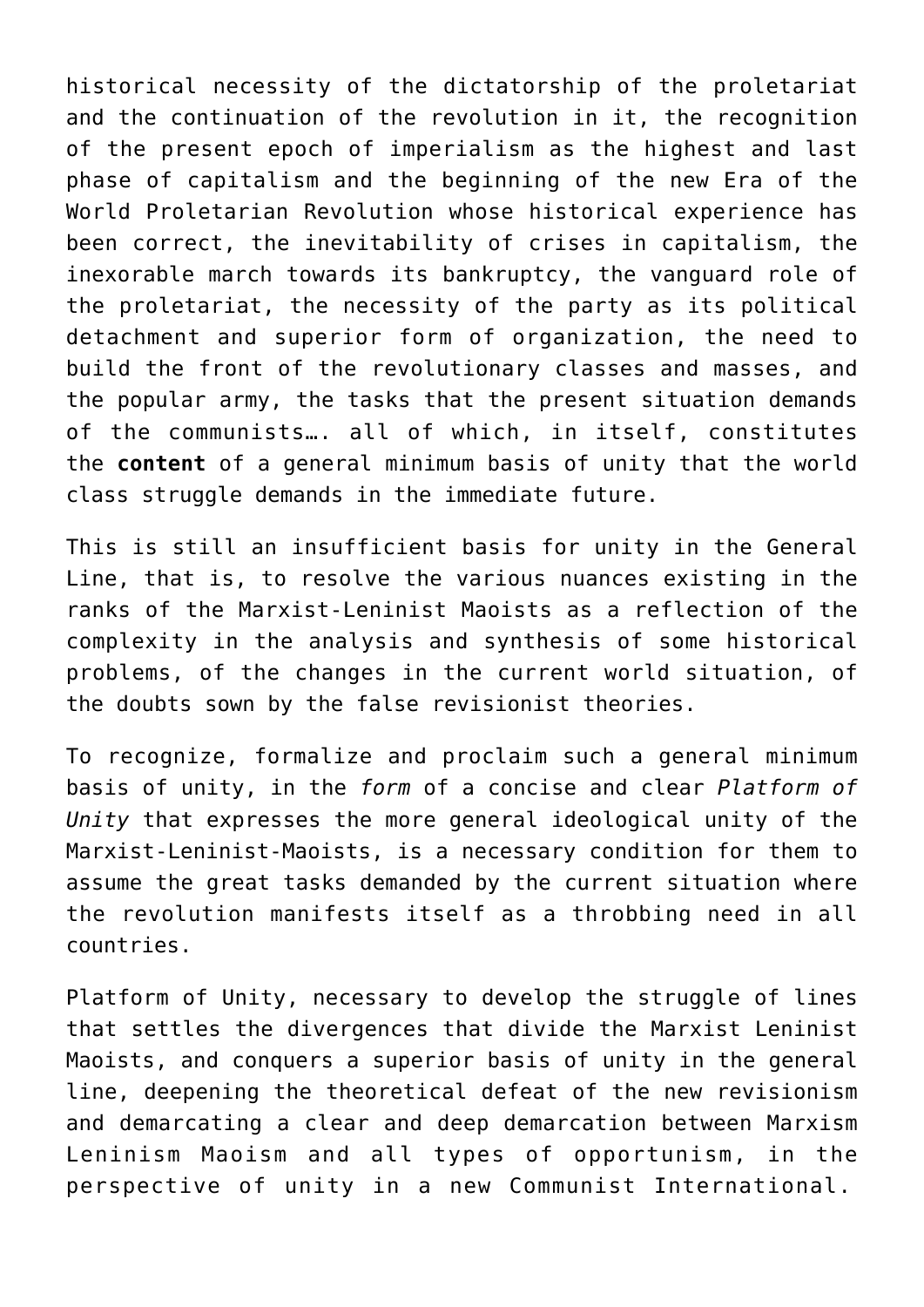historical necessity of the dictatorship of the proletariat and the continuation of the revolution in it, the recognition of the present epoch of imperialism as the highest and last phase of capitalism and the beginning of the new Era of the World Proletarian Revolution whose historical experience has been correct, the inevitability of crises in capitalism, the inexorable march towards its bankruptcy, the vanguard role of the proletariat, the necessity of the party as its political detachment and superior form of organization, the need to build the front of the revolutionary classes and masses, and the popular army, the tasks that the present situation demands of the communists…. all of which, in itself, constitutes the **content** of a general minimum basis of unity that the world class struggle demands in the immediate future.

This is still an insufficient basis for unity in the General Line, that is, to resolve the various nuances existing in the ranks of the Marxist-Leninist Maoists as a reflection of the complexity in the analysis and synthesis of some historical problems, of the changes in the current world situation, of the doubts sown by the false revisionist theories.

To recognize, formalize and proclaim such a general minimum basis of unity, in the *form* of a concise and clear *Platform of Unity* that expresses the more general ideological unity of the Marxist-Leninist-Maoists, is a necessary condition for them to assume the great tasks demanded by the current situation where the revolution manifests itself as a throbbing need in all countries.

Platform of Unity, necessary to develop the struggle of lines that settles the divergences that divide the Marxist Leninist Maoists, and conquers a superior basis of unity in the general line, deepening the theoretical defeat of the new revisionism and demarcating a clear and deep demarcation between Marxism Leninism Maoism and all types of opportunism, in the perspective of unity in a new Communist International.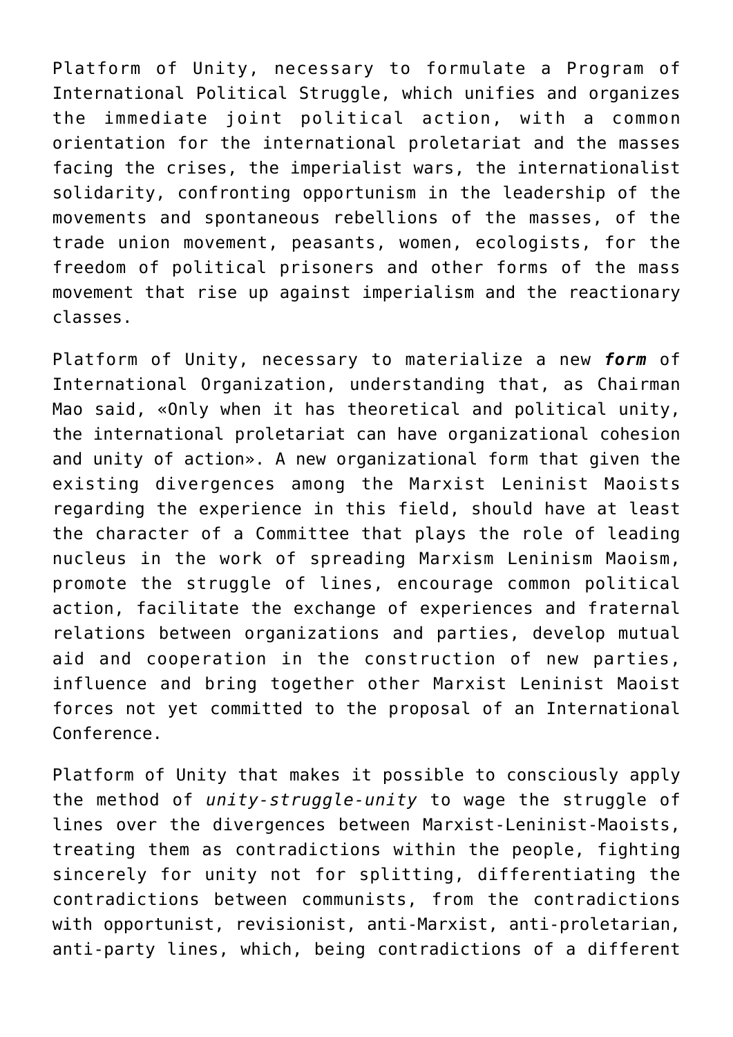Platform of Unity, necessary to formulate a Program of International Political Struggle, which unifies and organizes the immediate joint political action, with a common orientation for the international proletariat and the masses facing the crises, the imperialist wars, the internationalist solidarity, confronting opportunism in the leadership of the movements and spontaneous rebellions of the masses, of the trade union movement, peasants, women, ecologists, for the freedom of political prisoners and other forms of the mass movement that rise up against imperialism and the reactionary classes.

Platform of Unity, necessary to materialize a new ***form*** of International Organization, understanding that, as Chairman Mao said, «Only when it has theoretical and political unity, the international proletariat can have organizational cohesion and unity of action». A new organizational form that given the existing divergences among the Marxist Leninist Maoists regarding the experience in this field, should have at least the character of a Committee that plays the role of leading nucleus in the work of spreading Marxism Leninism Maoism, promote the struggle of lines, encourage common political action, facilitate the exchange of experiences and fraternal relations between organizations and parties, develop mutual aid and cooperation in the construction of new parties, influence and bring together other Marxist Leninist Maoist forces not yet committed to the proposal of an International Conference.

Platform of Unity that makes it possible to consciously apply the method of *unity-struggle-unity* to wage the struggle of lines over the divergences between Marxist-Leninist-Maoists, treating them as contradictions within the people, fighting sincerely for unity not for splitting, differentiating the contradictions between communists, from the contradictions with opportunist, revisionist, anti-Marxist, anti-proletarian, anti-party lines, which, being contradictions of a different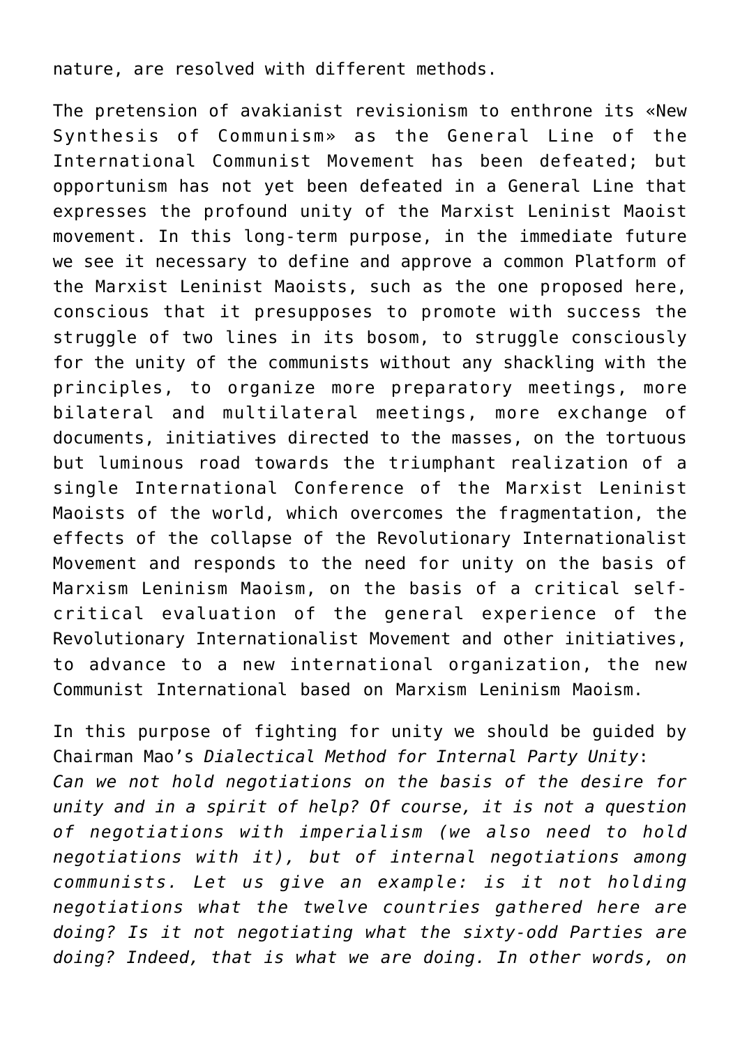nature, are resolved with different methods.

The pretension of avakianist revisionism to enthrone its «New Synthesis of Communism» as the General Line of the International Communist Movement has been defeated; but opportunism has not yet been defeated in a General Line that expresses the profound unity of the Marxist Leninist Maoist movement. In this long-term purpose, in the immediate future we see it necessary to define and approve a common Platform of the Marxist Leninist Maoists, such as the one proposed here, conscious that it presupposes to promote with success the struggle of two lines in its bosom, to struggle consciously for the unity of the communists without any shackling with the principles, to organize more preparatory meetings, more bilateral and multilateral meetings, more exchange of documents, initiatives directed to the masses, on the tortuous but luminous road towards the triumphant realization of a single International Conference of the Marxist Leninist Maoists of the world, which overcomes the fragmentation, the effects of the collapse of the Revolutionary Internationalist Movement and responds to the need for unity on the basis of Marxism Leninism Maoism, on the basis of a critical self-critical evaluation of the general experience of the Revolutionary Internationalist Movement and other initiatives, to advance to a new international organization, the new Communist International based on Marxism Leninism Maoism.

In this purpose of fighting for unity we should be guided by Chairman Mao's *Dialectical Method for Internal Party Unity*:
*Can we not hold negotiations on the basis of the desire for unity and in a spirit of help? Of course, it is not a question of negotiations with imperialism (we also need to hold negotiations with it), but of internal negotiations among communists. Let us give an example: is it not holding negotiations what the twelve countries gathered here are doing? Is it not negotiating what the sixty-odd Parties are doing? Indeed, that is what we are doing. In other words, on*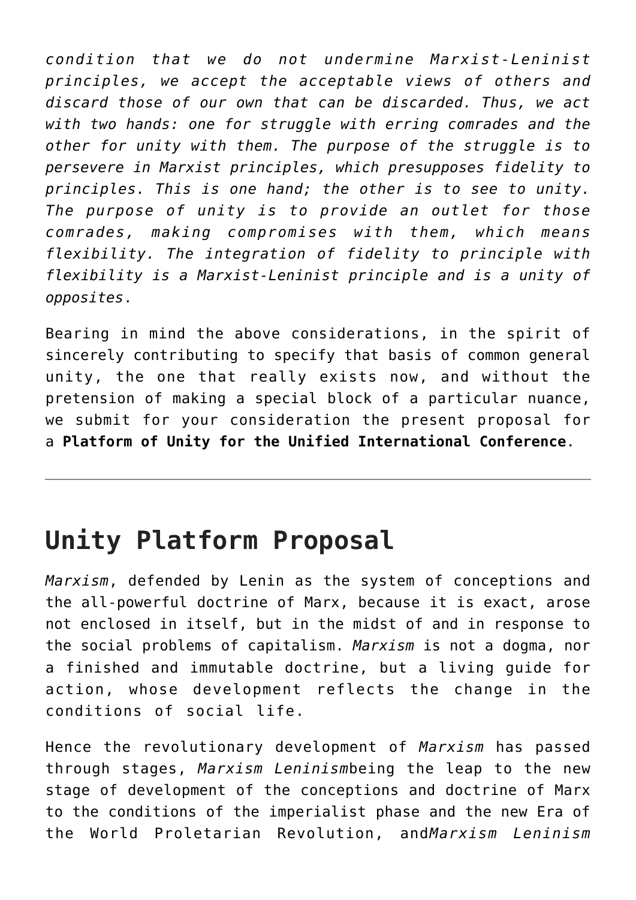*condition that we do not undermine Marxist-Leninist principles, we accept the acceptable views of others and discard those of our own that can be discarded. Thus, we act with two hands: one for struggle with erring comrades and the other for unity with them. The purpose of the struggle is to persevere in Marxist principles, which presupposes fidelity to principles. This is one hand; the other is to see to unity. The purpose of unity is to provide an outlet for those comrades, making compromises with them, which means flexibility. The integration of fidelity to principle with flexibility is a Marxist-Leninist principle and is a unity of opposites*.

Bearing in mind the above considerations, in the spirit of sincerely contributing to specify that basis of common general unity, the one that really exists now, and without the pretension of making a special block of a particular nuance, we submit for your consideration the present proposal for a **Platform of Unity for the Unified International Conference**.

---

## Unity Platform Proposal

*Marxism*, defended by Lenin as the system of conceptions and the all-powerful doctrine of Marx, because it is exact, arose not enclosed in itself, but in the midst of and in response to the social problems of capitalism. *Marxism* is not a dogma, nor a finished and immutable doctrine, but a living guide for action, whose development reflects the change in the conditions of social life.

Hence the revolutionary development of *Marxism* has passed through stages, *Marxism Leninism*being the leap to the new stage of development of the conceptions and doctrine of Marx to the conditions of the imperialist phase and the new Era of the World Proletarian Revolution, and*Marxism Leninism*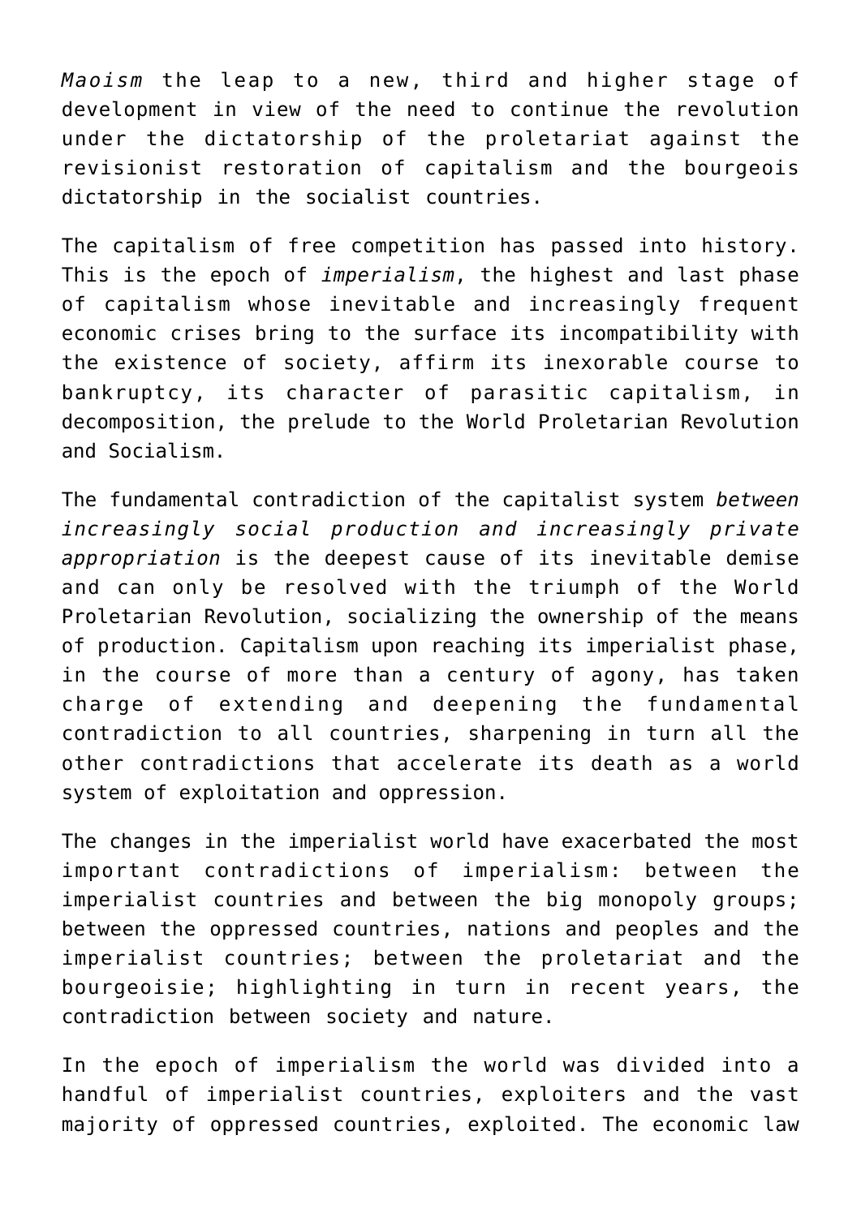*Maoism* the leap to a new, third and higher stage of development in view of the need to continue the revolution under the dictatorship of the proletariat against the revisionist restoration of capitalism and the bourgeois dictatorship in the socialist countries.

The capitalism of free competition has passed into history. This is the epoch of *imperialism*, the highest and last phase of capitalism whose inevitable and increasingly frequent economic crises bring to the surface its incompatibility with the existence of society, affirm its inexorable course to bankruptcy, its character of parasitic capitalism, in decomposition, the prelude to the World Proletarian Revolution and Socialism.

The fundamental contradiction of the capitalist system *between increasingly social production and increasingly private appropriation* is the deepest cause of its inevitable demise and can only be resolved with the triumph of the World Proletarian Revolution, socializing the ownership of the means of production. Capitalism upon reaching its imperialist phase, in the course of more than a century of agony, has taken charge of extending and deepening the fundamental contradiction to all countries, sharpening in turn all the other contradictions that accelerate its death as a world system of exploitation and oppression.

The changes in the imperialist world have exacerbated the most important contradictions of imperialism: between the imperialist countries and between the big monopoly groups; between the oppressed countries, nations and peoples and the imperialist countries; between the proletariat and the bourgeoisie; highlighting in turn in recent years, the contradiction between society and nature.

In the epoch of imperialism the world was divided into a handful of imperialist countries, exploiters and the vast majority of oppressed countries, exploited. The economic law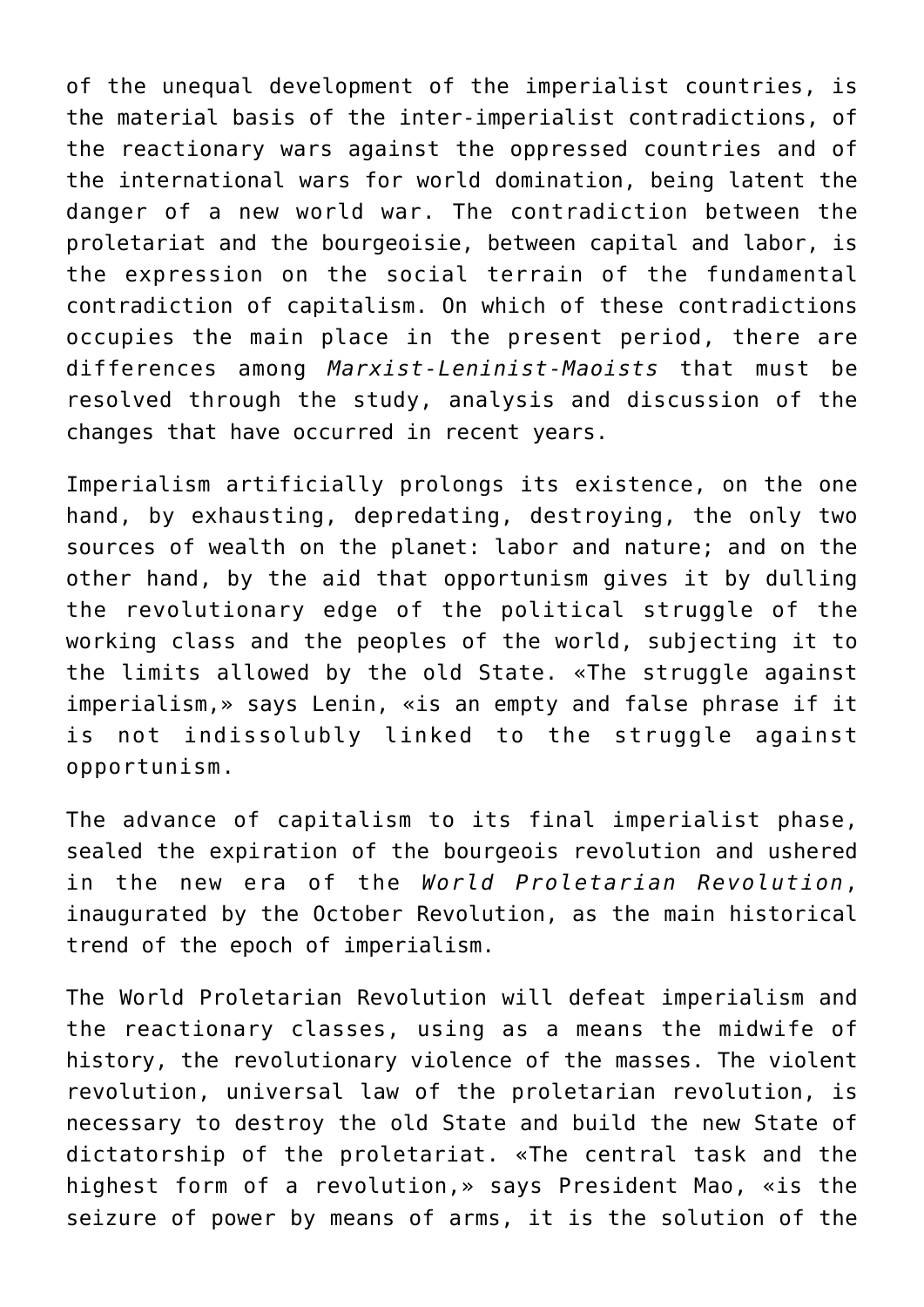of the unequal development of the imperialist countries, is the material basis of the inter-imperialist contradictions, of the reactionary wars against the oppressed countries and of the international wars for world domination, being latent the danger of a new world war. The contradiction between the proletariat and the bourgeoisie, between capital and labor, is the expression on the social terrain of the fundamental contradiction of capitalism. On which of these contradictions occupies the main place in the present period, there are differences among *Marxist-Leninist-Maoists* that must be resolved through the study, analysis and discussion of the changes that have occurred in recent years.

Imperialism artificially prolongs its existence, on the one hand, by exhausting, depredating, destroying, the only two sources of wealth on the planet: labor and nature; and on the other hand, by the aid that opportunism gives it by dulling the revolutionary edge of the political struggle of the working class and the peoples of the world, subjecting it to the limits allowed by the old State. «The struggle against imperialism,» says Lenin, «is an empty and false phrase if it is not indissolubly linked to the struggle against opportunism.

The advance of capitalism to its final imperialist phase, sealed the expiration of the bourgeois revolution and ushered in the new era of the *World Proletarian Revolution*, inaugurated by the October Revolution, as the main historical trend of the epoch of imperialism.

The World Proletarian Revolution will defeat imperialism and the reactionary classes, using as a means the midwife of history, the revolutionary violence of the masses. The violent revolution, universal law of the proletarian revolution, is necessary to destroy the old State and build the new State of dictatorship of the proletariat. «The central task and the highest form of a revolution,» says President Mao, «is the seizure of power by means of arms, it is the solution of the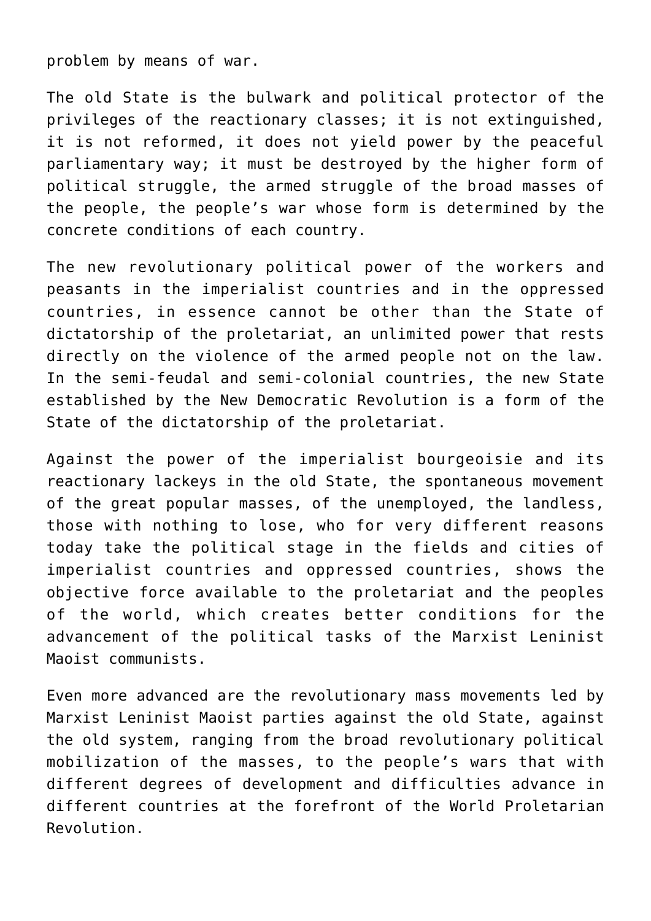problem by means of war.

The old State is the bulwark and political protector of the privileges of the reactionary classes; it is not extinguished, it is not reformed, it does not yield power by the peaceful parliamentary way; it must be destroyed by the higher form of political struggle, the armed struggle of the broad masses of the people, the people's war whose form is determined by the concrete conditions of each country.

The new revolutionary political power of the workers and peasants in the imperialist countries and in the oppressed countries, in essence cannot be other than the State of dictatorship of the proletariat, an unlimited power that rests directly on the violence of the armed people not on the law. In the semi-feudal and semi-colonial countries, the new State established by the New Democratic Revolution is a form of the State of the dictatorship of the proletariat.

Against the power of the imperialist bourgeoisie and its reactionary lackeys in the old State, the spontaneous movement of the great popular masses, of the unemployed, the landless, those with nothing to lose, who for very different reasons today take the political stage in the fields and cities of imperialist countries and oppressed countries, shows the objective force available to the proletariat and the peoples of the world, which creates better conditions for the advancement of the political tasks of the Marxist Leninist Maoist communists.

Even more advanced are the revolutionary mass movements led by Marxist Leninist Maoist parties against the old State, against the old system, ranging from the broad revolutionary political mobilization of the masses, to the people's wars that with different degrees of development and difficulties advance in different countries at the forefront of the World Proletarian Revolution.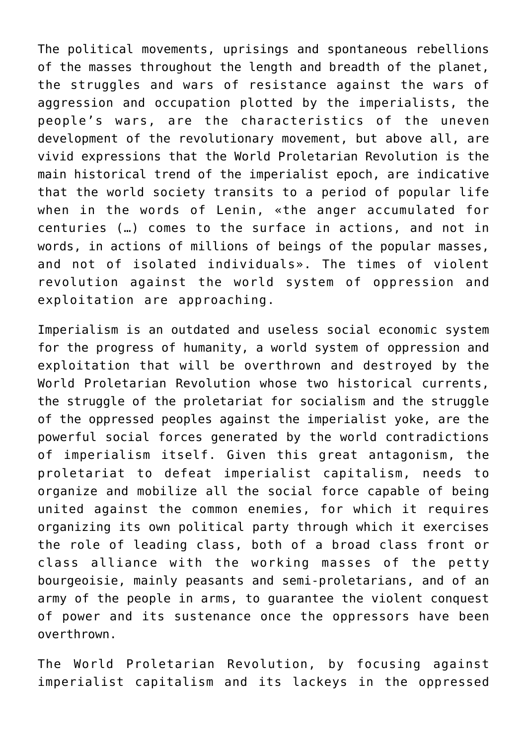The political movements, uprisings and spontaneous rebellions of the masses throughout the length and breadth of the planet, the struggles and wars of resistance against the wars of aggression and occupation plotted by the imperialists, the people's wars, are the characteristics of the uneven development of the revolutionary movement, but above all, are vivid expressions that the World Proletarian Revolution is the main historical trend of the imperialist epoch, are indicative that the world society transits to a period of popular life when in the words of Lenin, «the anger accumulated for centuries (…) comes to the surface in actions, and not in words, in actions of millions of beings of the popular masses, and not of isolated individuals». The times of violent revolution against the world system of oppression and exploitation are approaching.

Imperialism is an outdated and useless social economic system for the progress of humanity, a world system of oppression and exploitation that will be overthrown and destroyed by the World Proletarian Revolution whose two historical currents, the struggle of the proletariat for socialism and the struggle of the oppressed peoples against the imperialist yoke, are the powerful social forces generated by the world contradictions of imperialism itself. Given this great antagonism, the proletariat to defeat imperialist capitalism, needs to organize and mobilize all the social force capable of being united against the common enemies, for which it requires organizing its own political party through which it exercises the role of leading class, both of a broad class front or class alliance with the working masses of the petty bourgeoisie, mainly peasants and semi-proletarians, and of an army of the people in arms, to guarantee the violent conquest of power and its sustenance once the oppressors have been overthrown.

The World Proletarian Revolution, by focusing against imperialist capitalism and its lackeys in the oppressed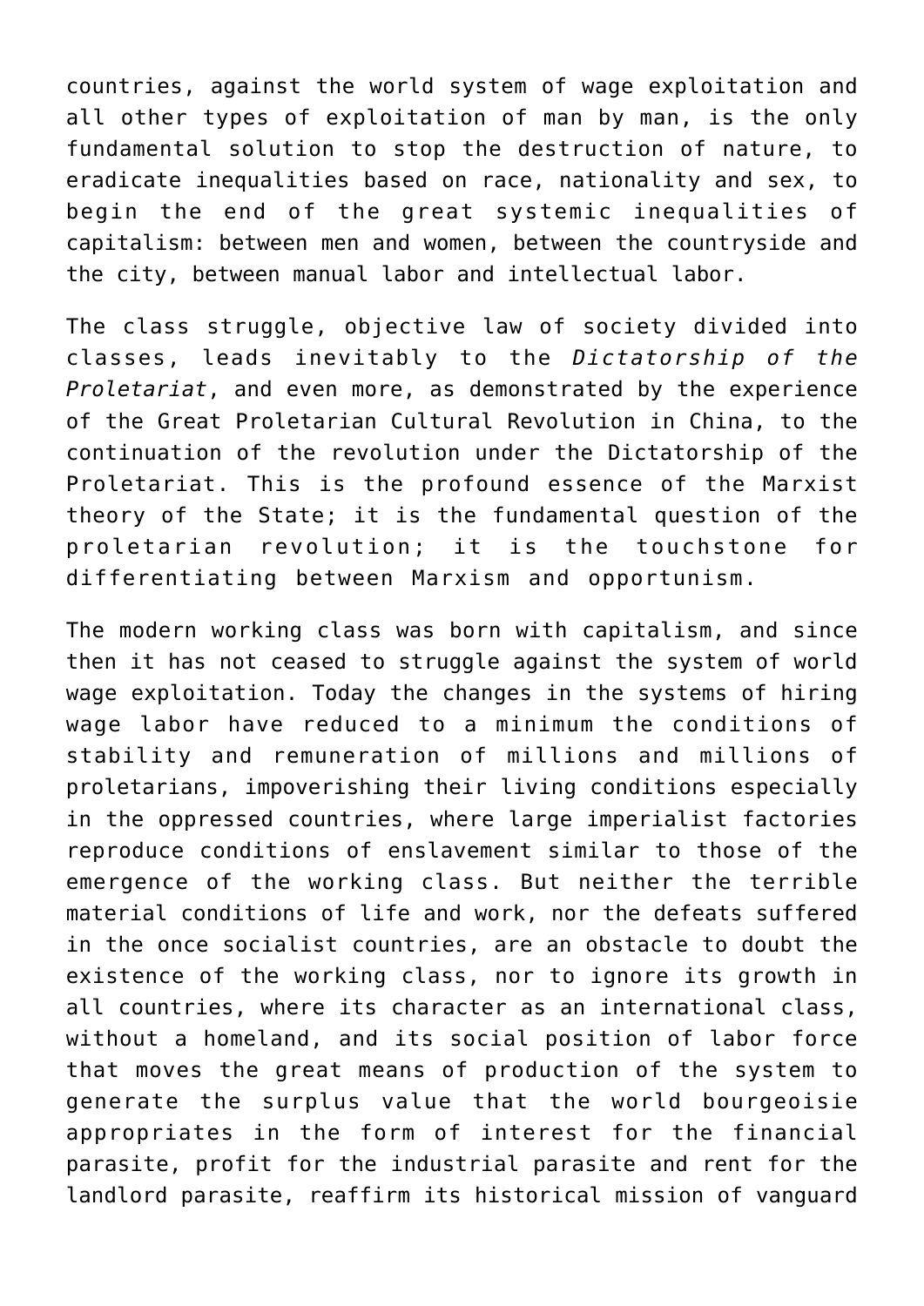countries, against the world system of wage exploitation and all other types of exploitation of man by man, is the only fundamental solution to stop the destruction of nature, to eradicate inequalities based on race, nationality and sex, to begin the end of the great systemic inequalities of capitalism: between men and women, between the countryside and the city, between manual labor and intellectual labor.

The class struggle, objective law of society divided into classes, leads inevitably to the *Dictatorship of the Proletariat*, and even more, as demonstrated by the experience of the Great Proletarian Cultural Revolution in China, to the continuation of the revolution under the Dictatorship of the Proletariat. This is the profound essence of the Marxist theory of the State; it is the fundamental question of the proletarian revolution; it is the touchstone for differentiating between Marxism and opportunism.

The modern working class was born with capitalism, and since then it has not ceased to struggle against the system of world wage exploitation. Today the changes in the systems of hiring wage labor have reduced to a minimum the conditions of stability and remuneration of millions and millions of proletarians, impoverishing their living conditions especially in the oppressed countries, where large imperialist factories reproduce conditions of enslavement similar to those of the emergence of the working class. But neither the terrible material conditions of life and work, nor the defeats suffered in the once socialist countries, are an obstacle to doubt the existence of the working class, nor to ignore its growth in all countries, where its character as an international class, without a homeland, and its social position of labor force that moves the great means of production of the system to generate the surplus value that the world bourgeoisie appropriates in the form of interest for the financial parasite, profit for the industrial parasite and rent for the landlord parasite, reaffirm its historical mission of vanguard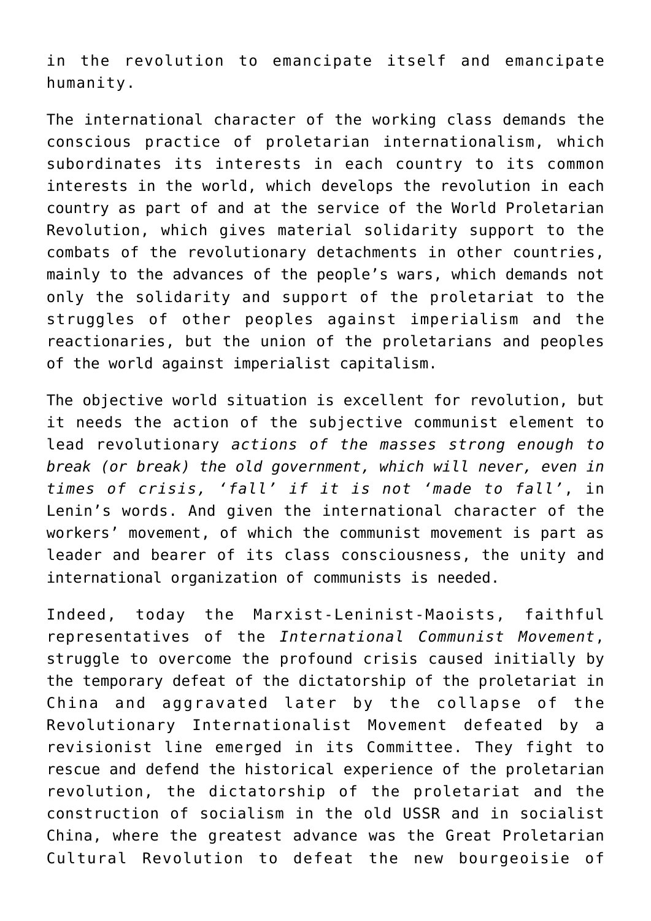in the revolution to emancipate itself and emancipate humanity.

The international character of the working class demands the conscious practice of proletarian internationalism, which subordinates its interests in each country to its common interests in the world, which develops the revolution in each country as part of and at the service of the World Proletarian Revolution, which gives material solidarity support to the combats of the revolutionary detachments in other countries, mainly to the advances of the people's wars, which demands not only the solidarity and support of the proletariat to the struggles of other peoples against imperialism and the reactionaries, but the union of the proletarians and peoples of the world against imperialist capitalism.

The objective world situation is excellent for revolution, but it needs the action of the subjective communist element to lead revolutionary *actions of the masses strong enough to break (or break) the old government, which will never, even in times of crisis, 'fall' if it is not 'made to fall'*, in Lenin's words. And given the international character of the workers' movement, of which the communist movement is part as leader and bearer of its class consciousness, the unity and international organization of communists is needed.

Indeed, today the Marxist-Leninist-Maoists, faithful representatives of the *International Communist Movement*, struggle to overcome the profound crisis caused initially by the temporary defeat of the dictatorship of the proletariat in China and aggravated later by the collapse of the Revolutionary Internationalist Movement defeated by a revisionist line emerged in its Committee. They fight to rescue and defend the historical experience of the proletarian revolution, the dictatorship of the proletariat and the construction of socialism in the old USSR and in socialist China, where the greatest advance was the Great Proletarian Cultural Revolution to defeat the new bourgeoisie of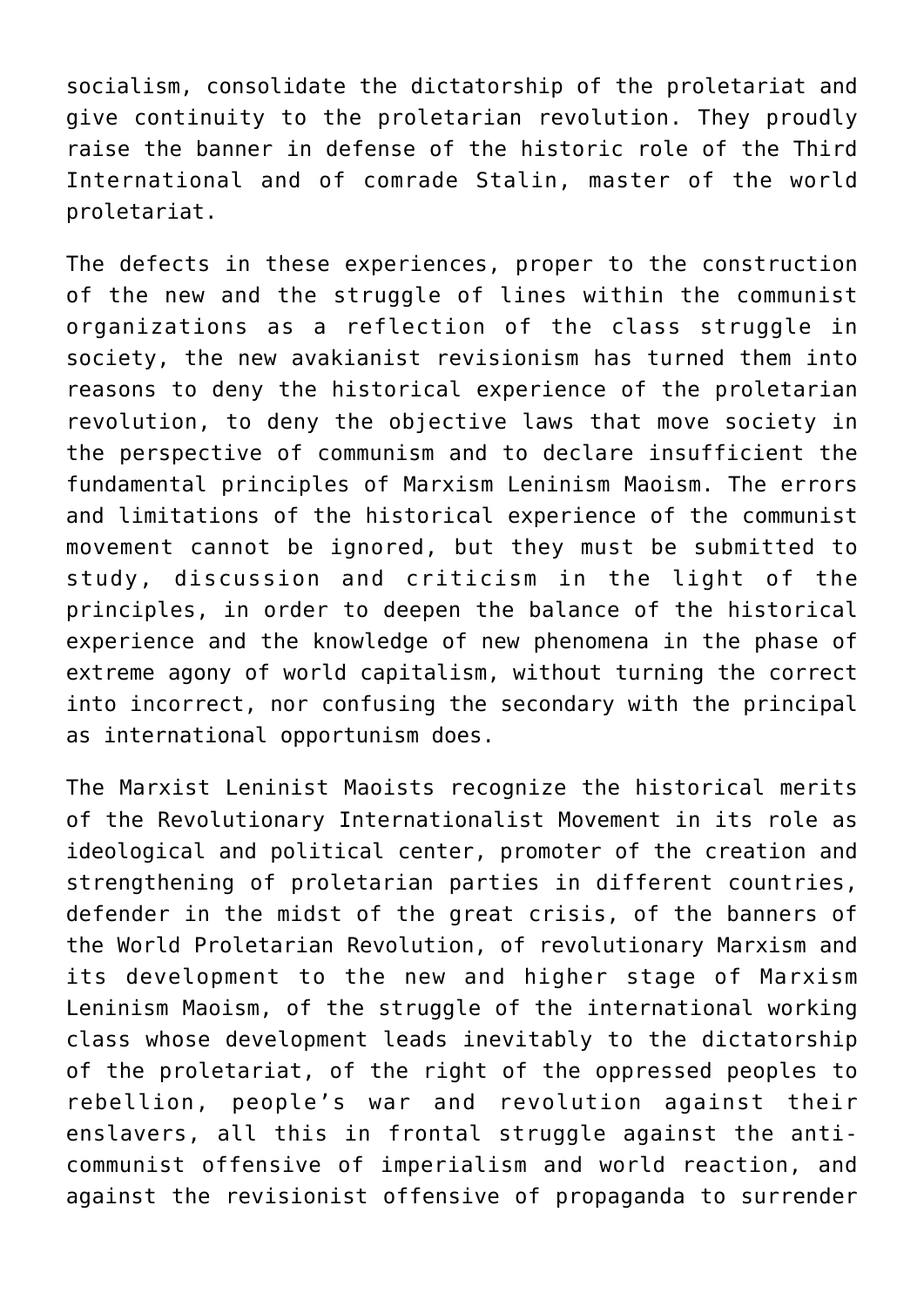socialism, consolidate the dictatorship of the proletariat and give continuity to the proletarian revolution. They proudly raise the banner in defense of the historic role of the Third International and of comrade Stalin, master of the world proletariat.

The defects in these experiences, proper to the construction of the new and the struggle of lines within the communist organizations as a reflection of the class struggle in society, the new avakianist revisionism has turned them into reasons to deny the historical experience of the proletarian revolution, to deny the objective laws that move society in the perspective of communism and to declare insufficient the fundamental principles of Marxism Leninism Maoism. The errors and limitations of the historical experience of the communist movement cannot be ignored, but they must be submitted to study, discussion and criticism in the light of the principles, in order to deepen the balance of the historical experience and the knowledge of new phenomena in the phase of extreme agony of world capitalism, without turning the correct into incorrect, nor confusing the secondary with the principal as international opportunism does.

The Marxist Leninist Maoists recognize the historical merits of the Revolutionary Internationalist Movement in its role as ideological and political center, promoter of the creation and strengthening of proletarian parties in different countries, defender in the midst of the great crisis, of the banners of the World Proletarian Revolution, of revolutionary Marxism and its development to the new and higher stage of Marxism Leninism Maoism, of the struggle of the international working class whose development leads inevitably to the dictatorship of the proletariat, of the right of the oppressed peoples to rebellion, people's war and revolution against their enslavers, all this in frontal struggle against the anti-communist offensive of imperialism and world reaction, and against the revisionist offensive of propaganda to surrender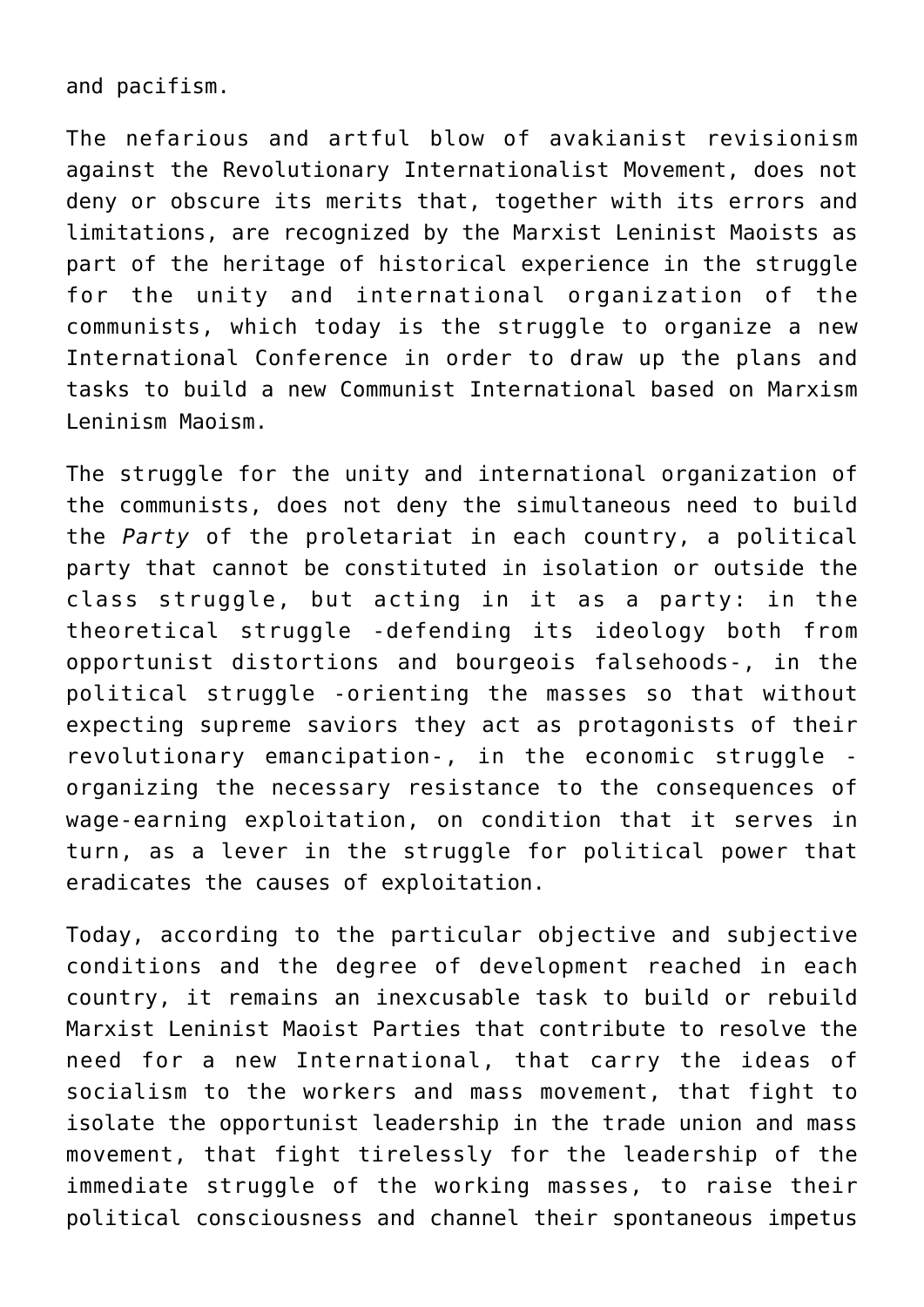and pacifism.

The nefarious and artful blow of avakianist revisionism against the Revolutionary Internationalist Movement, does not deny or obscure its merits that, together with its errors and limitations, are recognized by the Marxist Leninist Maoists as part of the heritage of historical experience in the struggle for the unity and international organization of the communists, which today is the struggle to organize a new International Conference in order to draw up the plans and tasks to build a new Communist International based on Marxism Leninism Maoism.

The struggle for the unity and international organization of the communists, does not deny the simultaneous need to build the *Party* of the proletariat in each country, a political party that cannot be constituted in isolation or outside the class struggle, but acting in it as a party: in the theoretical struggle -defending its ideology both from opportunist distortions and bourgeois falsehoods-, in the political struggle -orienting the masses so that without expecting supreme saviors they act as protagonists of their revolutionary emancipation-, in the economic struggle -organizing the necessary resistance to the consequences of wage-earning exploitation, on condition that it serves in turn, as a lever in the struggle for political power that eradicates the causes of exploitation.

Today, according to the particular objective and subjective conditions and the degree of development reached in each country, it remains an inexcusable task to build or rebuild Marxist Leninist Maoist Parties that contribute to resolve the need for a new International, that carry the ideas of socialism to the workers and mass movement, that fight to isolate the opportunist leadership in the trade union and mass movement, that fight tirelessly for the leadership of the immediate struggle of the working masses, to raise their political consciousness and channel their spontaneous impetus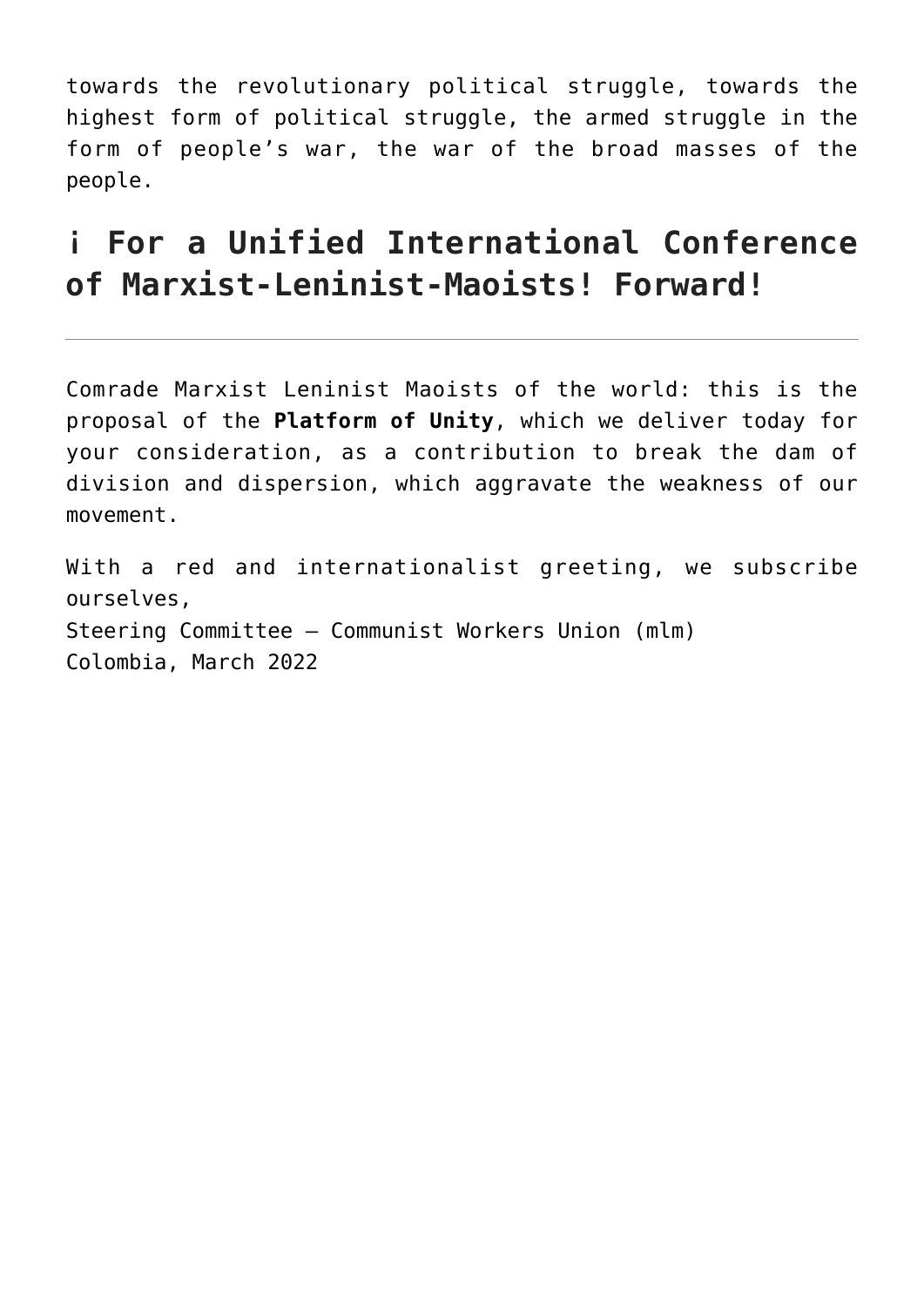towards the revolutionary political struggle, towards the highest form of political struggle, the armed struggle in the form of people's war, the war of the broad masses of the people.

## ¡ For a Unified International Conference of Marxist-Leninist-Maoists! Forward!

---

Comrade Marxist Leninist Maoists of the world: this is the proposal of the **Platform of Unity**, which we deliver today for your consideration, as a contribution to break the dam of division and dispersion, which aggravate the weakness of our movement.

With a red and internationalist greeting, we subscribe ourselves,
Steering Committee – Communist Workers Union (mlm)
Colombia, March 2022